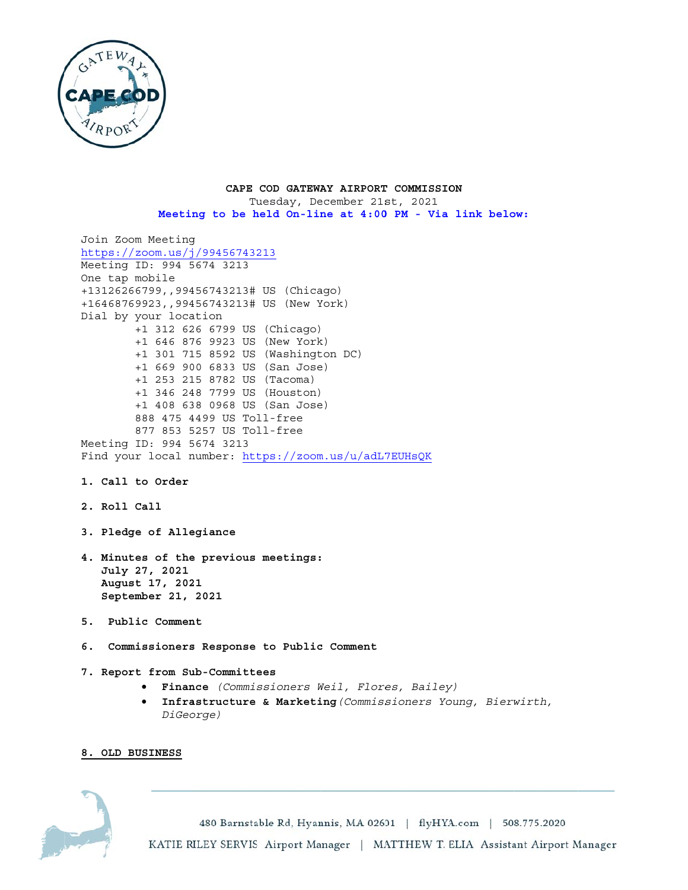**CAPE COD GATEWAY AIRPORT COMMISSION**
Tuesday, December 21st, 2021
**Meeting to be held On-line at 4:00 PM - Via link below:**

Join Zoom Meeting
https://zoom.us/j/99456743213
Meeting ID: 994 5674 3213
One tap mobile
+13126266799,,99456743213# US (Chicago)
+16468769923,,99456743213# US (New York)
Dial by your location
+1 312 626 6799 US (Chicago)
+1 646 876 9923 US (New York)
+1 301 715 8592 US (Washington DC)
+1 669 900 6833 US (San Jose)
+1 253 215 8782 US (Tacoma)
+1 346 248 7799 US (Houston)
+1 408 638 0968 US (San Jose)
888 475 4499 US Toll-free
877 853 5257 US Toll-free
Meeting ID: 994 5674 3213
Find your local number: https://zoom.us/u/adL7EUHsQK

**1. Call to Order**

**2. Roll Call**

**3. Pledge of Allegiance**

**4. Minutes of the previous meetings:**
**July 27, 2021**
**August 17, 2021**
**September 21, 2021**

**5. Public Comment**

**6. Commissioners Response to Public Comment**

**7. Report from Sub-Committees**

- **Finance** *(Commissioners Weil, Flores, Bailey)*
- **Infrastructure & Marketing** *(Commissioners Young, Bierwirth, DiGeorge)*

**8. OLD BUSINESS**

480 Barnstable Rd, Hyannis, MA 02601 | flyHYA.com | 508.775.2020
KATIE RILEY SERVIS Airport Manager | MATTHEW T. ELIA Assistant Airport Manager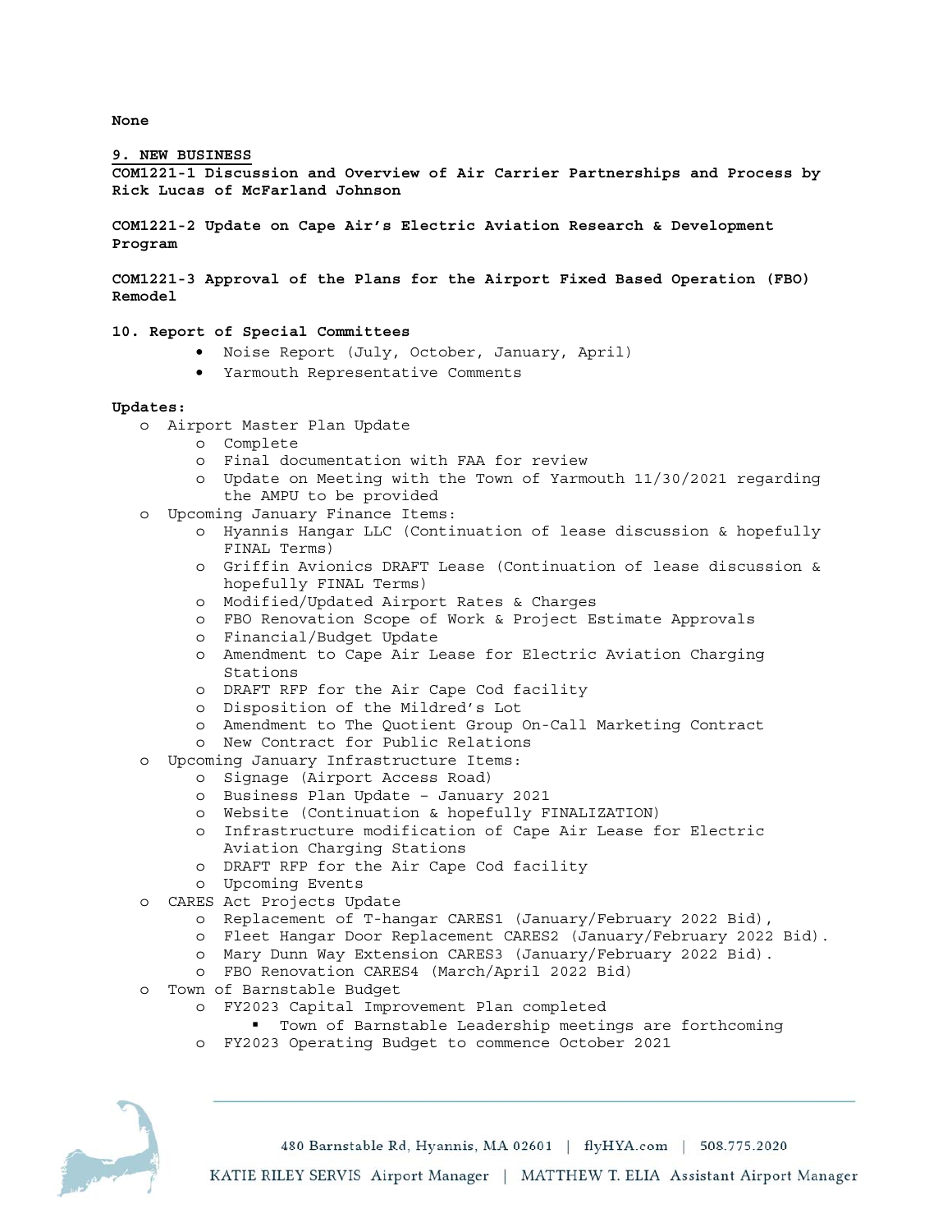**None**

**9. NEW BUSINESS**

**COM1221-1 Discussion and Overview of Air Carrier Partnerships and Process by Rick Lucas of McFarland Johnson**

**COM1221-2 Update on Cape Air's Electric Aviation Research & Development Program**

**COM1221-3 Approval of the Plans for the Airport Fixed Based Operation (FBO) Remodel**

**10. Report of Special Committees**

- Noise Report (July, October, January, April)
- Yarmouth Representative Comments

**Updates:**

- Airport Master Plan Update
  - Complete
  - Final documentation with FAA for review
  - Update on Meeting with the Town of Yarmouth 11/30/2021 regarding the AMPU to be provided
- Upcoming January Finance Items:
  - Hyannis Hangar LLC (Continuation of lease discussion & hopefully FINAL Terms)
  - Griffin Avionics DRAFT Lease (Continuation of lease discussion & hopefully FINAL Terms)
  - Modified/Updated Airport Rates & Charges
  - FBO Renovation Scope of Work & Project Estimate Approvals
  - Financial/Budget Update
  - Amendment to Cape Air Lease for Electric Aviation Charging Stations
  - DRAFT RFP for the Air Cape Cod facility
  - Disposition of the Mildred's Lot
  - Amendment to The Quotient Group On-Call Marketing Contract
  - New Contract for Public Relations
- Upcoming January Infrastructure Items:
  - Signage (Airport Access Road)
  - Business Plan Update – January 2021
  - Website (Continuation & hopefully FINALIZATION)
  - Infrastructure modification of Cape Air Lease for Electric Aviation Charging Stations
  - DRAFT RFP for the Air Cape Cod facility
  - Upcoming Events
- CARES Act Projects Update
  - Replacement of T-hangar CARES1 (January/February 2022 Bid),
  - Fleet Hangar Door Replacement CARES2 (January/February 2022 Bid).
  - Mary Dunn Way Extension CARES3 (January/February 2022 Bid).
  - FBO Renovation CARES4 (March/April 2022 Bid)
- Town of Barnstable Budget
  - FY2023 Capital Improvement Plan completed
    - Town of Barnstable Leadership meetings are forthcoming
  - FY2023 Operating Budget to commence October 2021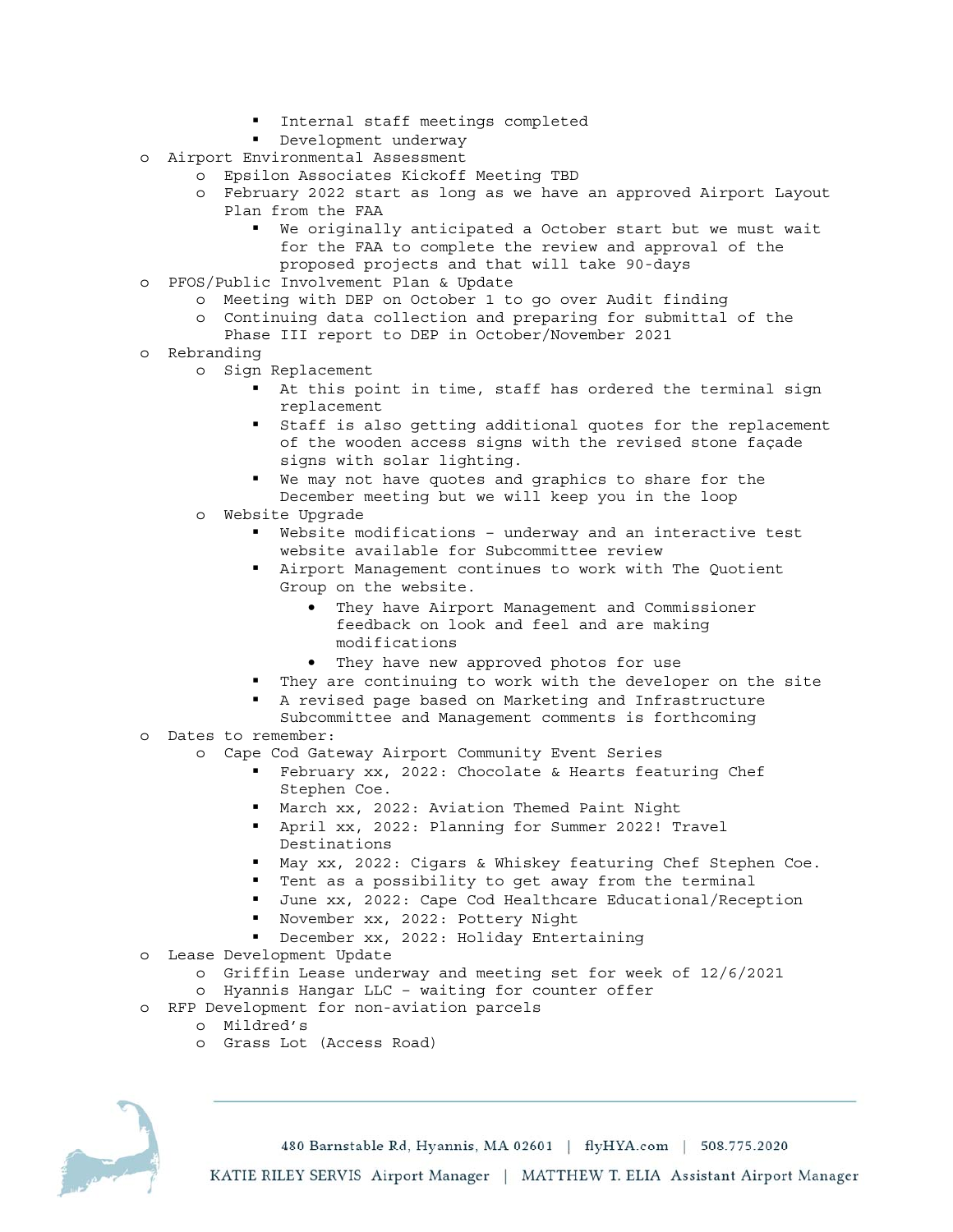- Internal staff meetings completed
    - Development underway
- Airport Environmental Assessment
  - Epsilon Associates Kickoff Meeting TBD
  - February 2022 start as long as we have an approved Airport Layout Plan from the FAA
    - We originally anticipated a October start but we must wait for the FAA to complete the review and approval of the proposed projects and that will take 90-days
- PFOS/Public Involvement Plan & Update
  - Meeting with DEP on October 1 to go over Audit finding
  - Continuing data collection and preparing for submittal of the Phase III report to DEP in October/November 2021
- Rebranding
  - Sign Replacement
    - At this point in time, staff has ordered the terminal sign replacement
    - Staff is also getting additional quotes for the replacement of the wooden access signs with the revised stone façade signs with solar lighting.
    - We may not have quotes and graphics to share for the December meeting but we will keep you in the loop
  - Website Upgrade
    - Website modifications – underway and an interactive test website available for Subcommittee review
    - Airport Management continues to work with The Quotient Group on the website.
      - They have Airport Management and Commissioner feedback on look and feel and are making modifications
      - They have new approved photos for use
    - They are continuing to work with the developer on the site
    - A revised page based on Marketing and Infrastructure Subcommittee and Management comments is forthcoming
- Dates to remember:
  - Cape Cod Gateway Airport Community Event Series
    - February xx, 2022: Chocolate & Hearts featuring Chef Stephen Coe.
    - March xx, 2022: Aviation Themed Paint Night
    - April xx, 2022: Planning for Summer 2022! Travel Destinations
    - May xx, 2022: Cigars & Whiskey featuring Chef Stephen Coe.
    - Tent as a possibility to get away from the terminal
    - June xx, 2022: Cape Cod Healthcare Educational/Reception
    - November xx, 2022: Pottery Night
    - December xx, 2022: Holiday Entertaining
- Lease Development Update
  - Griffin Lease underway and meeting set for week of 12/6/2021
  - Hyannis Hangar LLC – waiting for counter offer
- RFP Development for non-aviation parcels
  - Mildred's
  - Grass Lot (Access Road)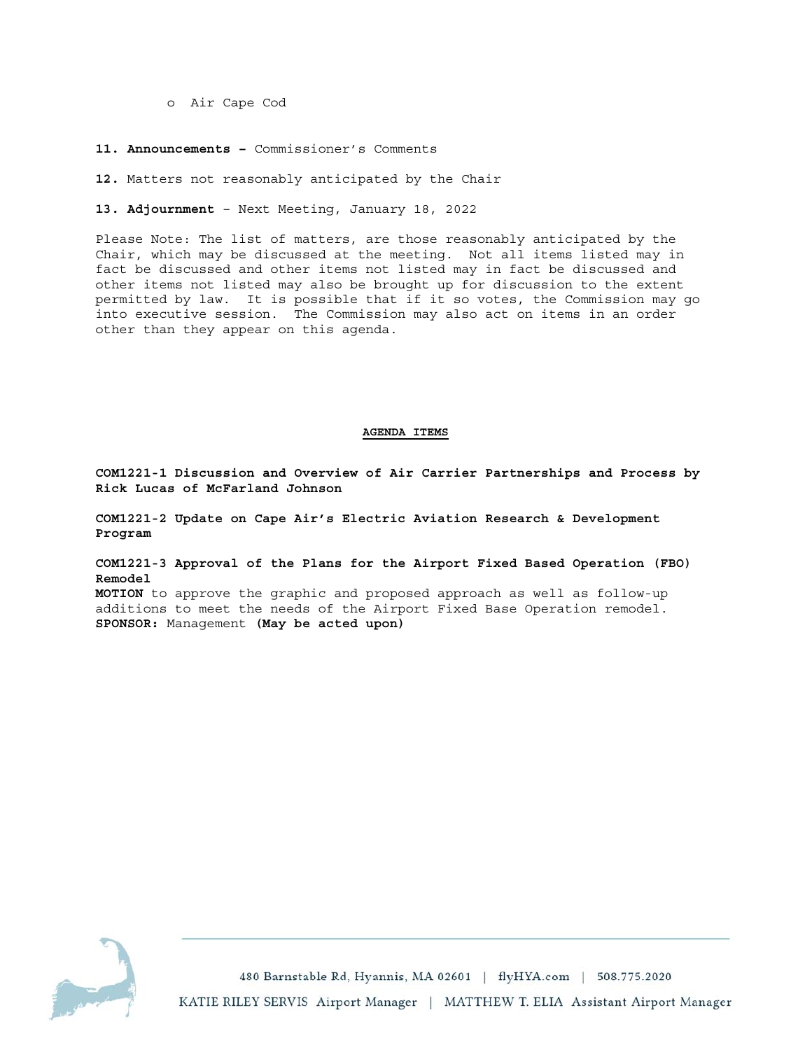- Air Cape Cod

**11. Announcements –** Commissioner's Comments

**12.** Matters not reasonably anticipated by the Chair

**13. Adjournment** – Next Meeting, January 18, 2022

Please Note: The list of matters, are those reasonably anticipated by the Chair, which may be discussed at the meeting. Not all items listed may in fact be discussed and other items not listed may in fact be discussed and other items not listed may also be brought up for discussion to the extent permitted by law. It is possible that if it so votes, the Commission may go into executive session. The Commission may also act on items in an order other than they appear on this agenda.

## AGENDA ITEMS

**COM1221-1 Discussion and Overview of Air Carrier Partnerships and Process by Rick Lucas of McFarland Johnson**

**COM1221-2 Update on Cape Air's Electric Aviation Research & Development Program**

**COM1221-3 Approval of the Plans for the Airport Fixed Based Operation (FBO) Remodel**
**MOTION** to approve the graphic and proposed approach as well as follow-up additions to meet the needs of the Airport Fixed Base Operation remodel.
**SPONSOR:** Management **(May be acted upon)**